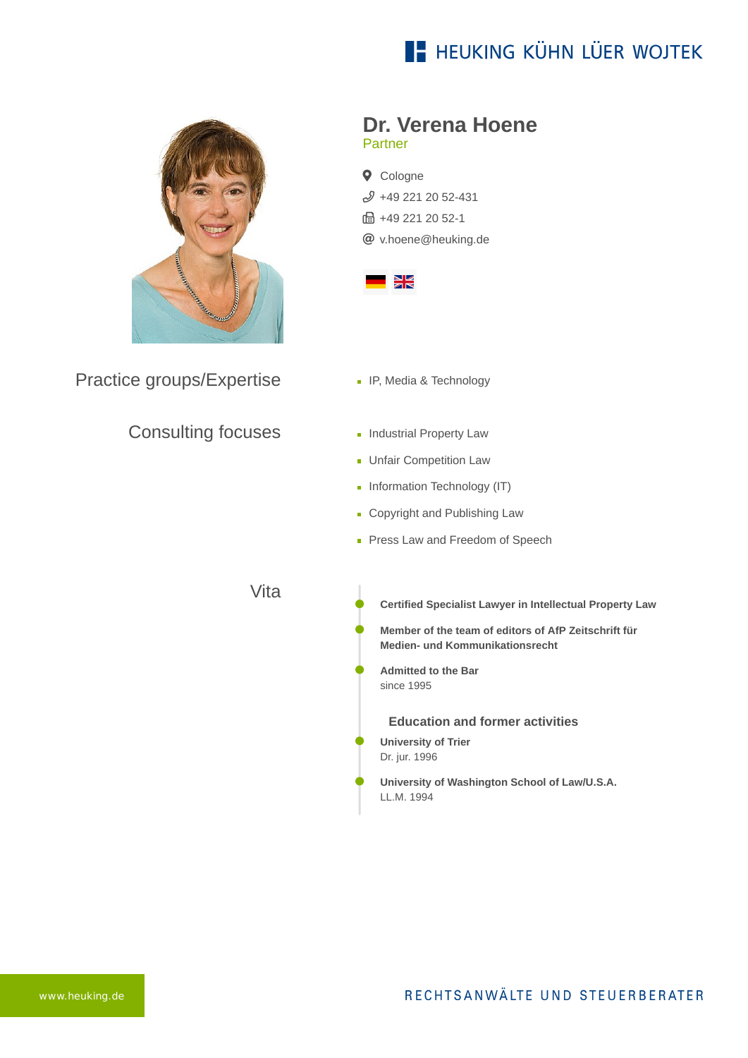HEUKING KÜHN LÜER WOJTEK

# Dr. Verena Hoene

Partner

- Cologne
- +49 221 20 52-431
- +49 221 20 52-1
- v.hoene@heuking.de

## Practice groups/Expertise

- IP, Media & Technology

## Consulting focuses

- Industrial Property Law
- Unfair Competition Law
- Information Technology (IT)
- Copyright and Publishing Law
- Press Law and Freedom of Speech

## Vita

**Certified Specialist Lawyer in Intellectual Property Law**

**Member of the team of editors of AfP Zeitschrift für Medien- und Kommunikationsrecht**

**Admitted to the Bar**
since 1995

### Education and former activities

**University of Trier**
Dr. jur. 1996

**University of Washington School of Law/U.S.A.**
LL.M. 1994

www.heuking.de

RECHTSANWÄLTE UND STEUERBERATER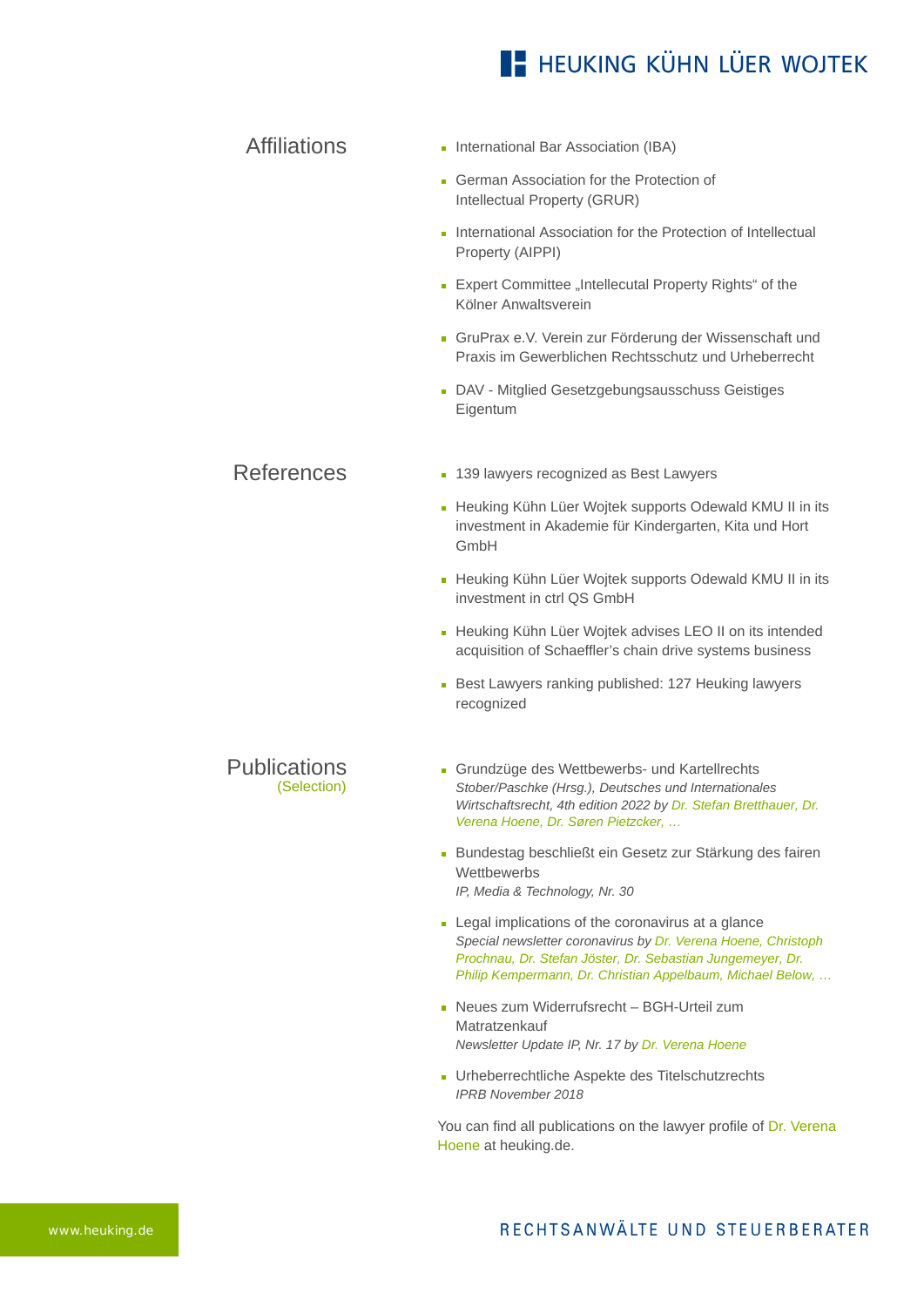## Affiliations

- International Bar Association (IBA)
- German Association for the Protection of Intellectual Property (GRUR)
- International Association for the Protection of Intellectual Property (AIPPI)
- Expert Committee „Intellecutal Property Rights" of the Kölner Anwaltsverein
- GruPrax e.V. Verein zur Förderung der Wissenschaft und Praxis im Gewerblichen Rechtsschutz und Urheberrecht
- DAV - Mitglied Gesetzgebungsausschuss Geistiges Eigentum

## References

- 139 lawyers recognized as Best Lawyers
- Heuking Kühn Lüer Wojtek supports Odewald KMU II in its investment in Akademie für Kindergarten, Kita und Hort GmbH
- Heuking Kühn Lüer Wojtek supports Odewald KMU II in its investment in ctrl QS GmbH
- Heuking Kühn Lüer Wojtek advises LEO II on its intended acquisition of Schaeffler's chain drive systems business
- Best Lawyers ranking published: 127 Heuking lawyers recognized

## Publications
(Selection)

- Grundzüge des Wettbewerbs- und Kartellrechts
  *Stober/Paschke (Hrsg.), Deutsches und Internationales Wirtschaftsrecht, 4th edition 2022 by Dr. Stefan Bretthauer, Dr. Verena Hoene, Dr. Søren Pietzcker, …*
- Bundestag beschließt ein Gesetz zur Stärkung des fairen Wettbewerbs
  *IP, Media & Technology, Nr. 30*
- Legal implications of the coronavirus at a glance
  *Special newsletter coronavirus by Dr. Verena Hoene, Christoph Prochnau, Dr. Stefan Jöster, Dr. Sebastian Jungemeyer, Dr. Philip Kempermann, Dr. Christian Appelbaum, Michael Below, …*
- Neues zum Widerrufsrecht – BGH-Urteil zum Matratzenkauf
  *Newsletter Update IP, Nr. 17 by Dr. Verena Hoene*
- Urheberrechtliche Aspekte des Titelschutzrechts
  *IPRB November 2018*

You can find all publications on the lawyer profile of Dr. Verena Hoene at heuking.de.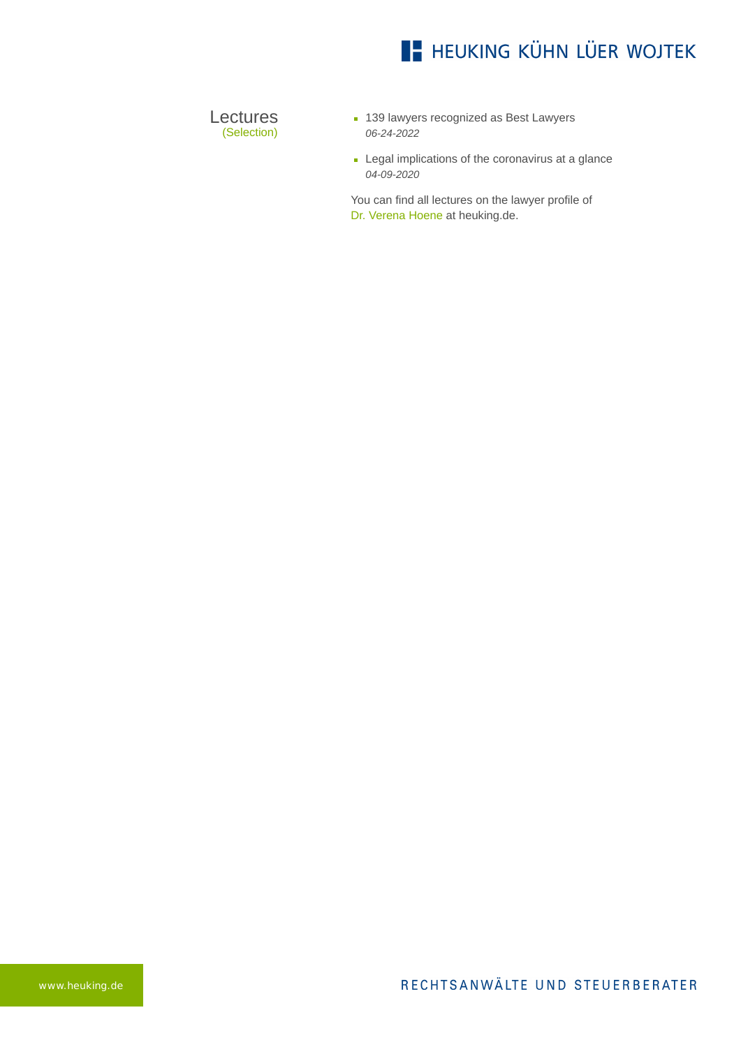## Lectures
(Selection)

- 139 lawyers recognized as Best Lawyers
  *06-24-2022*
- Legal implications of the coronavirus at a glance
  *04-09-2020*

You can find all lectures on the lawyer profile of Dr. Verena Hoene at heuking.de.